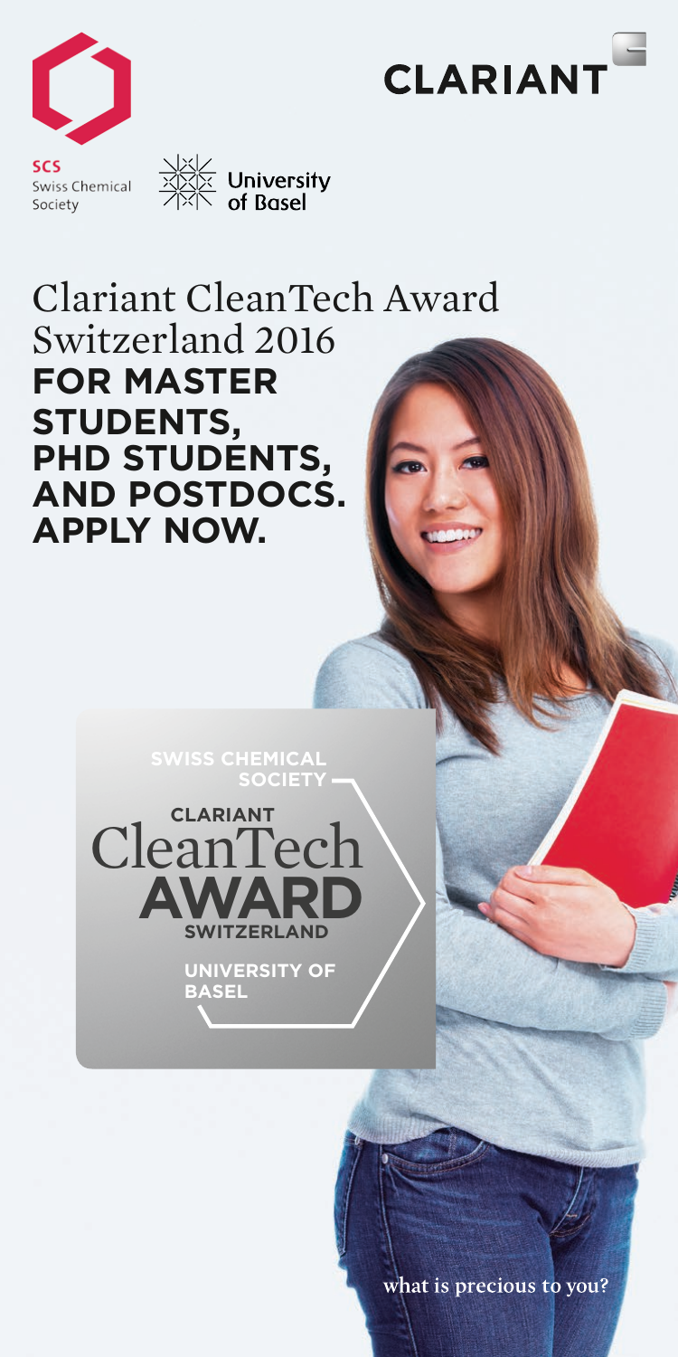SCS
Swiss Chemical Society

University of Basel

CLARIANT

# Clariant CleanTech Award Switzerland 2016

## FOR MASTER STUDENTS, PHD STUDENTS, AND POSTDOCS. APPLY NOW.

SWISS CHEMICAL SOCIETY

CLARIANT
CleanTech
AWARD
SWITZERLAND

UNIVERSITY OF BASEL

what is precious to you?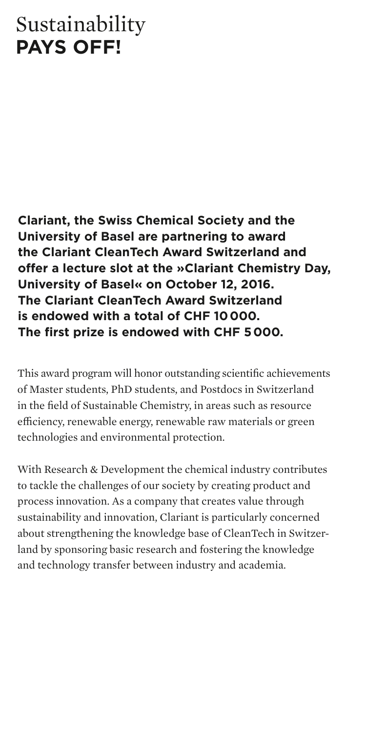# Sustainability **PAYS OFF!**

**Clariant, the Swiss Chemical Society and the University of Basel are partnering to award the Clariant CleanTech Award Switzerland and offer a lecture slot at the »Clariant Chemistry Day, University of Basel« on October 12, 2016. The Clariant CleanTech Award Switzerland is endowed with a total of CHF 10 000. The first prize is endowed with CHF 5 000.**

This award program will honor outstanding scientific achievements of Master students, PhD students, and Postdocs in Switzerland in the field of Sustainable Chemistry, in areas such as resource efficiency, renewable energy, renewable raw materials or green technologies and environmental protection.

With Research & Development the chemical industry contributes to tackle the challenges of our society by creating product and process innovation. As a company that creates value through sustainability and innovation, Clariant is particularly concerned about strengthening the knowledge base of CleanTech in Switzerland by sponsoring basic research and fostering the knowledge and technology transfer between industry and academia.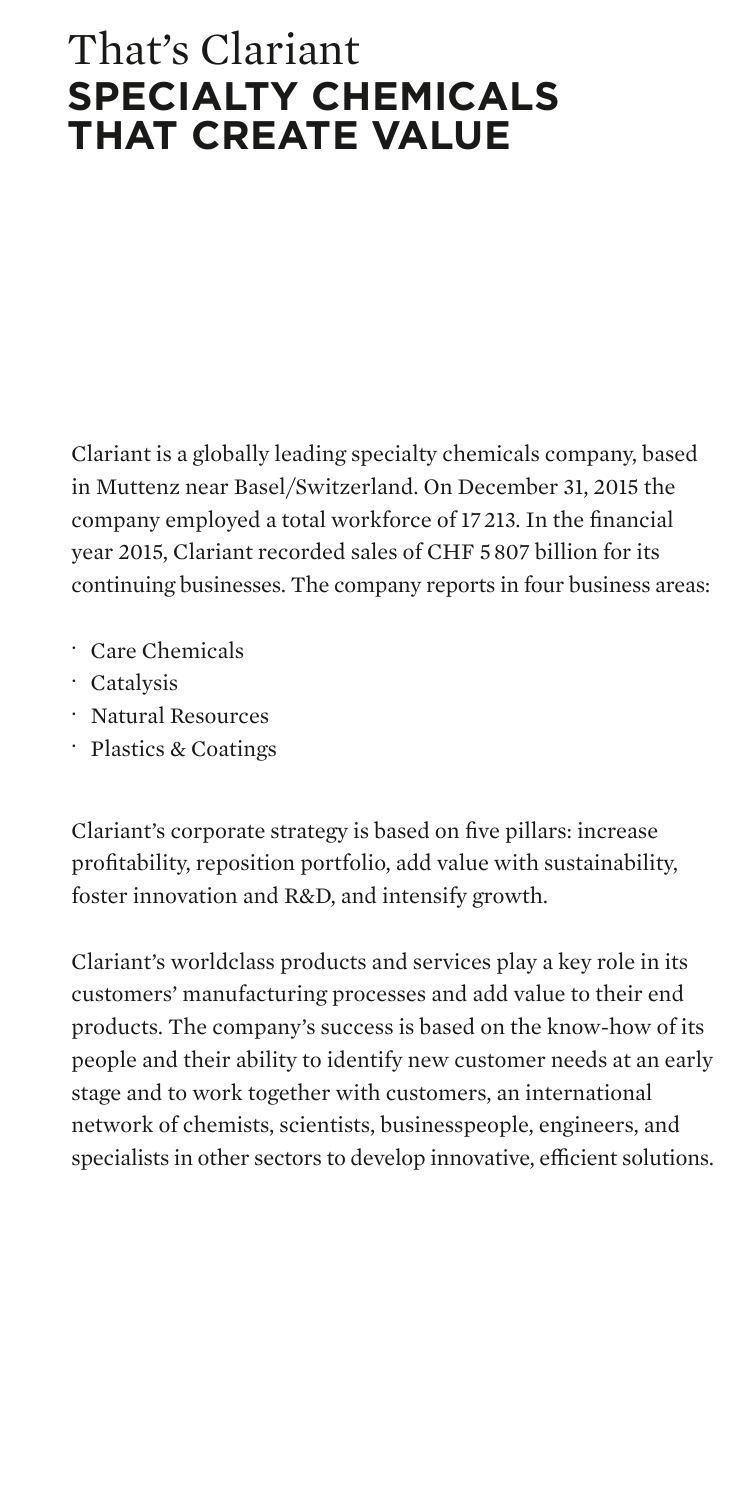# That's Clariant
# **SPECIALTY CHEMICALS THAT CREATE VALUE**

Clariant is a globally leading specialty chemicals company, based in Muttenz near Basel/Switzerland. On December 31, 2015 the company employed a total workforce of 17 213. In the financial year 2015, Clariant recorded sales of CHF 5 807 billion for its continuing businesses. The company reports in four business areas:

- Care Chemicals
- Catalysis
- Natural Resources
- Plastics & Coatings

Clariant's corporate strategy is based on five pillars: increase profitability, reposition portfolio, add value with sustainability, foster innovation and R&D, and intensify growth.

Clariant's worldclass products and services play a key role in its customers' manufacturing processes and add value to their end products. The company's success is based on the know-how of its people and their ability to identify new customer needs at an early stage and to work together with customers, an international network of chemists, scientists, businesspeople, engineers, and specialists in other sectors to develop innovative, efficient solutions.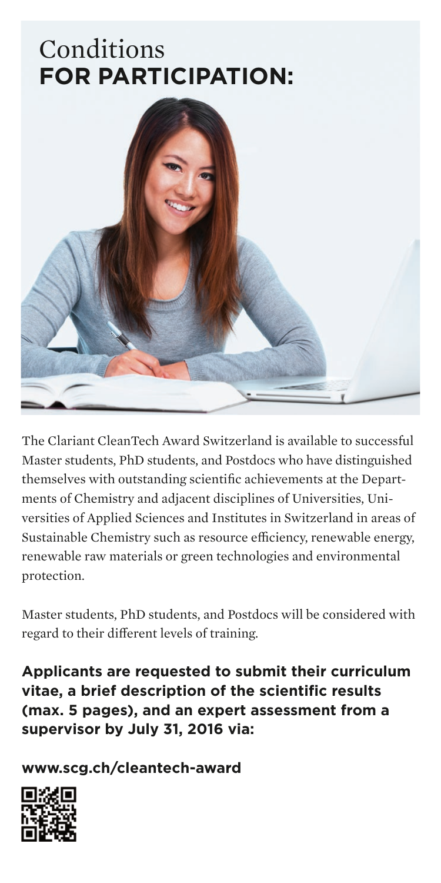# Conditions **FOR PARTICIPATION:**

The Clariant CleanTech Award Switzerland is available to successful Master students, PhD students, and Postdocs who have distinguished themselves with outstanding scientific achievements at the Departments of Chemistry and adjacent disciplines of Universities, Universities of Applied Sciences and Institutes in Switzerland in areas of Sustainable Chemistry such as resource efficiency, renewable energy, renewable raw materials or green technologies and environmental protection.

Master students, PhD students, and Postdocs will be considered with regard to their different levels of training.

**Applicants are requested to submit their curriculum vitae, a brief description of the scientific results (max. 5 pages), and an expert assessment from a supervisor by July 31, 2016 via:**

**www.scg.ch/cleantech-award**